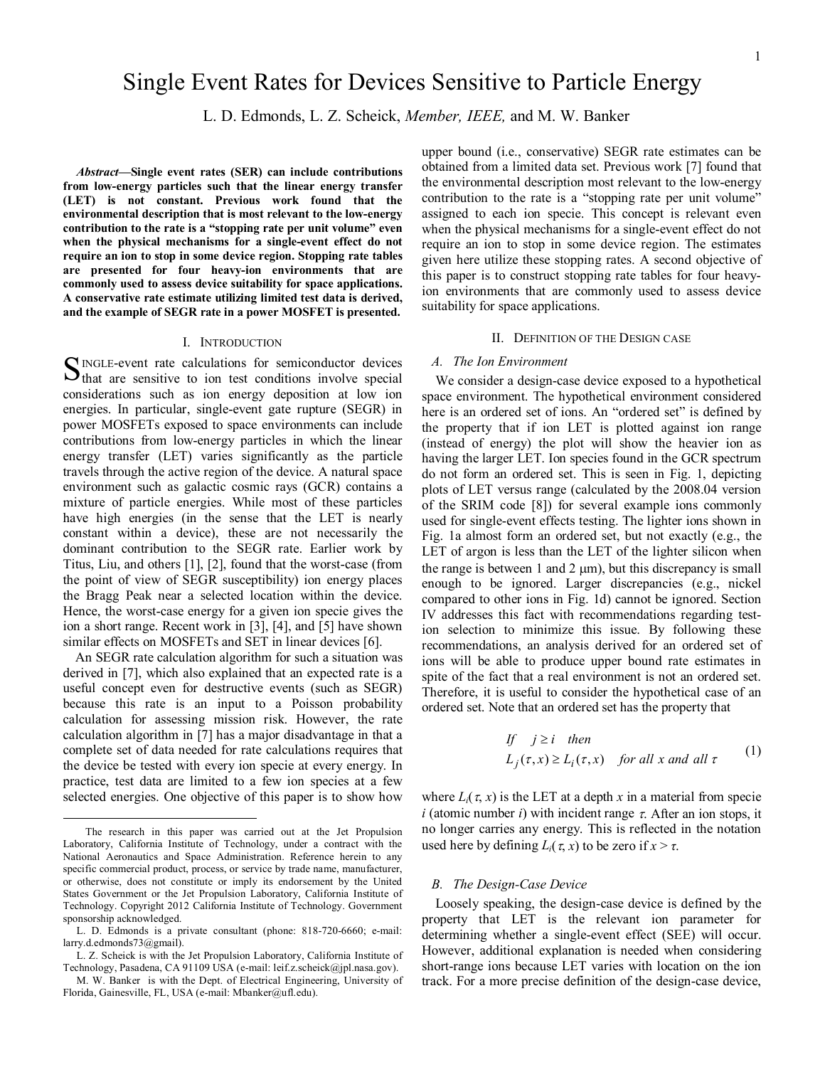# Single Event Rates for Devices Sensitive to Particle Energy

L. D. Edmonds, L. Z. Scheick, *Member, IEEE,* and M. W. Banker

***Abstract*—Single event rates (SER) can include contributions from low-energy particles such that the linear energy transfer (LET) is not constant. Previous work found that the environmental description that is most relevant to the low-energy contribution to the rate is a "stopping rate per unit volume" even when the physical mechanisms for a single-event effect do not require an ion to stop in some device region. Stopping rate tables are presented for four heavy-ion environments that are commonly used to assess device suitability for space applications. A conservative rate estimate utilizing limited test data is derived, and the example of SEGR rate in a power MOSFET is presented.**

## I. Introduction

SINGLE-event rate calculations for semiconductor devices that are sensitive to ion test conditions involve special considerations such as ion energy deposition at low ion energies. In particular, single-event gate rupture (SEGR) in power MOSFETs exposed to space environments can include contributions from low-energy particles in which the linear energy transfer (LET) varies significantly as the particle travels through the active region of the device. A natural space environment such as galactic cosmic rays (GCR) contains a mixture of particle energies. While most of these particles have high energies (in the sense that the LET is nearly constant within a device), these are not necessarily the dominant contribution to the SEGR rate. Earlier work by Titus, Liu, and others [1], [2], found that the worst-case (from the point of view of SEGR susceptibility) ion energy places the Bragg Peak near a selected location within the device. Hence, the worst-case energy for a given ion specie gives the ion a short range. Recent work in [3], [4], and [5] have shown similar effects on MOSFETs and SET in linear devices [6].

An SEGR rate calculation algorithm for such a situation was derived in [7], which also explained that an expected rate is a useful concept even for destructive events (such as SEGR) because this rate is an input to a Poisson probability calculation for assessing mission risk. However, the rate calculation algorithm in [7] has a major disadvantage in that a complete set of data needed for rate calculations requires that the device be tested with every ion specie at every energy. In practice, test data are limited to a few ion species at a few selected energies. One objective of this paper is to show how upper bound (i.e., conservative) SEGR rate estimates can be obtained from a limited data set. Previous work [7] found that the environmental description most relevant to the low-energy contribution to the rate is a "stopping rate per unit volume" assigned to each ion specie. This concept is relevant even when the physical mechanisms for a single-event effect do not require an ion to stop in some device region. The estimates given here utilize these stopping rates. A second objective of this paper is to construct stopping rate tables for four heavy-ion environments that are commonly used to assess device suitability for space applications.

The research in this paper was carried out at the Jet Propulsion Laboratory, California Institute of Technology, under a contract with the National Aeronautics and Space Administration. Reference herein to any specific commercial product, process, or service by trade name, manufacturer, or otherwise, does not constitute or imply its endorsement by the United States Government or the Jet Propulsion Laboratory, California Institute of Technology. Copyright 2012 California Institute of Technology. Government sponsorship acknowledged.

L. D. Edmonds is a private consultant (phone: 818-720-6660; e-mail: larry.d.edmonds73@gmail).

L. Z. Scheick is with the Jet Propulsion Laboratory, California Institute of Technology, Pasadena, CA 91109 USA (e-mail: leif.z.scheick@jpl.nasa.gov).

M. W. Banker is with the Dept. of Electrical Engineering, University of Florida, Gainesville, FL, USA (e-mail: Mbanker@ufl.edu).

## II. Definition of the Design case

### A. The Ion Environment

We consider a design-case device exposed to a hypothetical space environment. The hypothetical environment considered here is an ordered set of ions. An "ordered set" is defined by the property that if ion LET is plotted against ion range (instead of energy) the plot will show the heavier ion as having the larger LET. Ion species found in the GCR spectrum do not form an ordered set. This is seen in Fig. 1, depicting plots of LET versus range (calculated by the 2008.04 version of the SRIM code [8]) for several example ions commonly used for single-event effects testing. The lighter ions shown in Fig. 1a almost form an ordered set, but not exactly (e.g., the LET of argon is less than the LET of the lighter silicon when the range is between 1 and 2 μm), but this discrepancy is small enough to be ignored. Larger discrepancies (e.g., nickel compared to other ions in Fig. 1d) cannot be ignored. Section IV addresses this fact with recommendations regarding test-ion selection to minimize this issue. By following these recommendations, an analysis derived for an ordered set of ions will be able to produce upper bound rate estimates in spite of the fact that a real environment is not an ordered set. Therefore, it is useful to consider the hypothetical case of an ordered set. Note that an ordered set has the property that

$$\begin{aligned} &If \quad j \geq i \quad then \\ &L_j(\tau, x) \geq L_i(\tau, x) \quad for\ all\ x\ and\ all\ \tau \end{aligned} \tag{1}$$

where $L_i(\tau, x)$ is the LET at a depth $x$ in a material from specie $i$ (atomic number $i$) with incident range $\tau$. After an ion stops, it no longer carries any energy. This is reflected in the notation used here by defining $L_i(\tau, x)$ to be zero if $x > \tau$.

### B. The Design-Case Device

Loosely speaking, the design-case device is defined by the property that LET is the relevant ion parameter for determining whether a single-event effect (SEE) will occur. However, additional explanation is needed when considering short-range ions because LET varies with location on the ion track. For a more precise definition of the design-case device,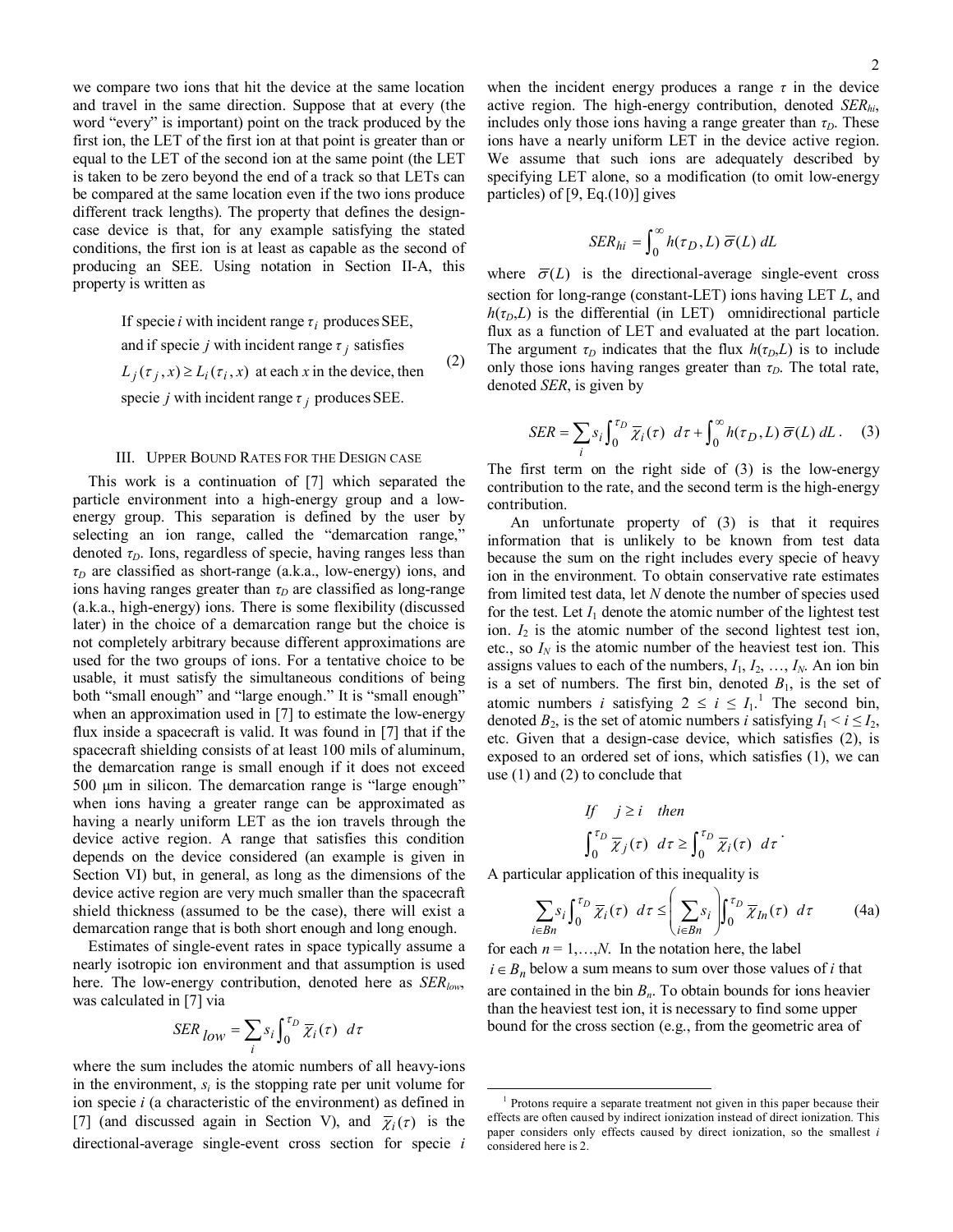we compare two ions that hit the device at the same location and travel in the same direction. Suppose that at every (the word "every" is important) point on the track produced by the first ion, the LET of the first ion at that point is greater than or equal to the LET of the second ion at the same point (the LET is taken to be zero beyond the end of a track so that LETs can be compared at the same location even if the two ions produce different track lengths). The property that defines the design-case device is that, for any example satisfying the stated conditions, the first ion is at least as capable as the second of producing an SEE. Using notation in Section II-A, this property is written as

$$\begin{aligned}&\text{If specie } i \text{ with incident range } \tau_i \text{ produces SEE,}\\&\text{and if specie } j \text{ with incident range } \tau_j \text{ satisfies}\\&L_j(\tau_j, x) \geq L_i(\tau_i, x) \text{ at each } x \text{ in the device, then}\\&\text{specie } j \text{ with incident range } \tau_j \text{ produces SEE.}\end{aligned} \tag{2}$$

## III. Upper Bound Rates for the Design case

This work is a continuation of [7] which separated the particle environment into a high-energy group and a low-energy group. This separation is defined by the user by selecting an ion range, called the "demarcation range," denoted $\tau_D$. Ions, regardless of specie, having ranges less than $\tau_D$ are classified as short-range (a.k.a., low-energy) ions, and ions having ranges greater than $\tau_D$ are classified as long-range (a.k.a., high-energy) ions. There is some flexibility (discussed later) in the choice of a demarcation range but the choice is not completely arbitrary because different approximations are used for the two groups of ions. For a tentative choice to be usable, it must satisfy the simultaneous conditions of being both "small enough" and "large enough." It is "small enough" when an approximation used in [7] to estimate the low-energy flux inside a spacecraft is valid. It was found in [7] that if the spacecraft shielding consists of at least 100 mils of aluminum, the demarcation range is small enough if it does not exceed 500 µm in silicon. The demarcation range is "large enough" when ions having a greater range can be approximated as having a nearly uniform LET as the ion travels through the device active region. A range that satisfies this condition depends on the device considered (an example is given in Section VI) but, in general, as long as the dimensions of the device active region are very much smaller than the spacecraft shield thickness (assumed to be the case), there will exist a demarcation range that is both short enough and long enough.

Estimates of single-event rates in space typically assume a nearly isotropic ion environment and that assumption is used here. The low-energy contribution, denoted here as $SER_{low}$, was calculated in [7] via

$$SER_{low} = \sum_i s_i \int_0^{\tau_D} \overline{\chi}_i(\tau) \; d\tau$$

where the sum includes the atomic numbers of all heavy-ions in the environment, $s_i$ is the stopping rate per unit volume for ion specie $i$ (a characteristic of the environment) as defined in [7] (and discussed again in Section V), and $\overline{\chi}_i(\tau)$ is the directional-average single-event cross section for specie $i$ when the incident energy produces a range $\tau$ in the device active region. The high-energy contribution, denoted $SER_{hi}$, includes only those ions having a range greater than $\tau_D$. These ions have a nearly uniform LET in the device active region. We assume that such ions are adequately described by specifying LET alone, so a modification (to omit low-energy particles) of [9, Eq.(10)] gives

$$SER_{hi} = \int_0^{\infty} h(\tau_D, L) \, \overline{\sigma}(L) \, dL$$

where $\overline{\sigma}(L)$ is the directional-average single-event cross section for long-range (constant-LET) ions having LET $L$, and $h(\tau_D,L)$ is the differential (in LET) omnidirectional particle flux as a function of LET and evaluated at the part location. The argument $\tau_D$ indicates that the flux $h(\tau_D,L)$ is to include only those ions having ranges greater than $\tau_D$. The total rate, denoted $SER$, is given by

$$SER = \sum_i s_i \int_0^{\tau_D} \overline{\chi}_i(\tau) \; d\tau + \int_0^{\infty} h(\tau_D, L) \, \overline{\sigma}(L) \, dL . \tag{3}$$

The first term on the right side of (3) is the low-energy contribution to the rate, and the second term is the high-energy contribution.

An unfortunate property of (3) is that it requires information that is unlikely to be known from test data because the sum on the right includes every specie of heavy ion in the environment. To obtain conservative rate estimates from limited test data, let $N$ denote the number of species used for the test. Let $I_1$ denote the atomic number of the lightest test ion. $I_2$ is the atomic number of the second lightest test ion, etc., so $I_N$ is the atomic number of the heaviest test ion. This assigns values to each of the numbers, $I_1, I_2, \ldots, I_N$. An ion bin is a set of numbers. The first bin, denoted $B_1$, is the set of atomic numbers $i$ satisfying $2 \leq i \leq I_1$.[1] The second bin, denoted $B_2$, is the set of atomic numbers $i$ satisfying $I_1 < i \leq I_2$, etc. Given that a design-case device, which satisfies (2), is exposed to an ordered set of ions, which satisfies (1), we can use (1) and (2) to conclude that

$$\begin{aligned}&\text{If} \quad j \geq i \quad \text{then}\\&\int_0^{\tau_D} \overline{\chi}_j(\tau) \; d\tau \geq \int_0^{\tau_D} \overline{\chi}_i(\tau) \; d\tau .\end{aligned}$$

A particular application of this inequality is

$$\sum_{i \in Bn} s_i \int_0^{\tau_D} \overline{\chi}_i(\tau) \; d\tau \leq \left( \sum_{i \in Bn} s_i \right) \int_0^{\tau_D} \overline{\chi}_{In}(\tau) \; d\tau \tag{4a}$$

for each $n = 1,\ldots,N$. In the notation here, the label $i \in B_n$ below a sum means to sum over those values of $i$ that are contained in the bin $B_n$. To obtain bounds for ions heavier than the heaviest test ion, it is necessary to find some upper bound for the cross section (e.g., from the geometric area of

[1] Protons require a separate treatment not given in this paper because their effects are often caused by indirect ionization instead of direct ionization. This paper considers only effects caused by direct ionization, so the smallest $i$ considered here is 2.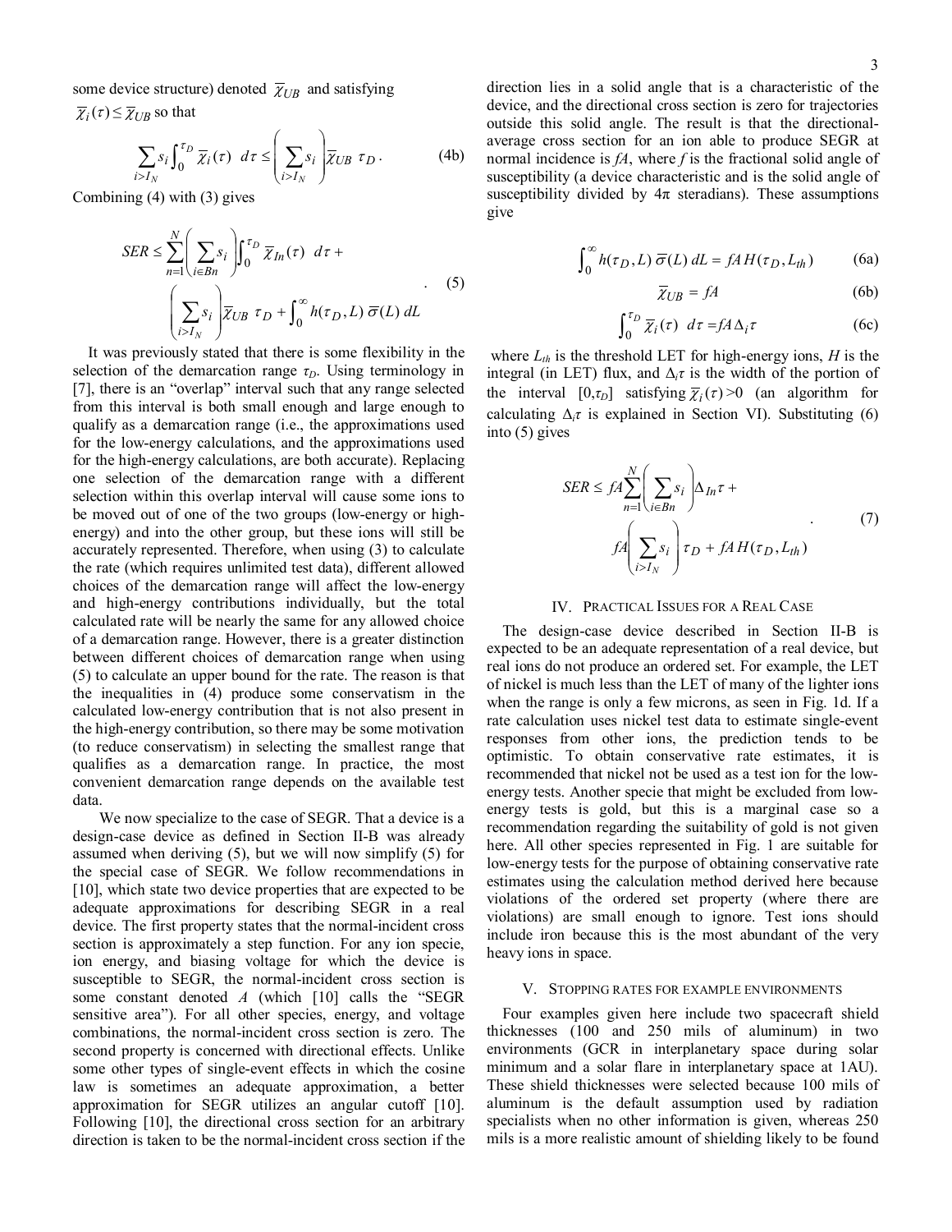some device structure) denoted $\overline{\chi}_{UB}$ and satisfying $\overline{\chi}_i(\tau) \le \overline{\chi}_{UB}$ so that

$$\sum_{i>I_N} s_i \int_0^{\tau_D} \overline{\chi}_i(\tau)\ d\tau \le \left( \sum_{i>I_N} s_i \right) \overline{\chi}_{UB}\ \tau_D . \tag{4b}$$

Combining (4) with (3) gives

$$SER \le \sum_{n=1}^{N} \left( \sum_{i \in Bn} s_i \right) \int_0^{\tau_D} \overline{\chi}_{In}(\tau)\ d\tau + \left( \sum_{i>I_N} s_i \right) \overline{\chi}_{UB}\ \tau_D + \int_0^{\infty} h(\tau_D, L)\, \overline{\sigma}(L)\ dL . \tag{5}$$

It was previously stated that there is some flexibility in the selection of the demarcation range $\tau_D$. Using terminology in [7], there is an "overlap" interval such that any range selected from this interval is both small enough and large enough to qualify as a demarcation range (i.e., the approximations used for the low-energy calculations, and the approximations used for the high-energy calculations, are both accurate). Replacing one selection of the demarcation range with a different selection within this overlap interval will cause some ions to be moved out of one of the two groups (low-energy or high-energy) and into the other group, but these ions will still be accurately represented. Therefore, when using (3) to calculate the rate (which requires unlimited test data), different allowed choices of the demarcation range will affect the low-energy and high-energy contributions individually, but the total calculated rate will be nearly the same for any allowed choice of a demarcation range. However, there is a greater distinction between different choices of demarcation range when using (5) to calculate an upper bound for the rate. The reason is that the inequalities in (4) produce some conservatism in the calculated low-energy contribution that is not also present in the high-energy contribution, so there may be some motivation (to reduce conservatism) in selecting the smallest range that qualifies as a demarcation range. In practice, the most convenient demarcation range depends on the available test data.

We now specialize to the case of SEGR. That a device is a design-case device as defined in Section II-B was already assumed when deriving (5), but we will now simplify (5) for the special case of SEGR. We follow recommendations in [10], which state two device properties that are expected to be adequate approximations for describing SEGR in a real device. The first property states that the normal-incident cross section is approximately a step function. For any ion specie, ion energy, and biasing voltage for which the device is susceptible to SEGR, the normal-incident cross section is some constant denoted $A$ (which [10] calls the "SEGR sensitive area"). For all other species, energy, and voltage combinations, the normal-incident cross section is zero. The second property is concerned with directional effects. Unlike some other types of single-event effects in which the cosine law is sometimes an adequate approximation, a better approximation for SEGR utilizes an angular cutoff [10]. Following [10], the directional cross section for an arbitrary direction is taken to be the normal-incident cross section if the direction lies in a solid angle that is a characteristic of the device, and the directional cross section is zero for trajectories outside this solid angle. The result is that the directional-average cross section for an ion able to produce SEGR at normal incidence is $fA$, where $f$ is the fractional solid angle of susceptibility (a device characteristic and is the solid angle of susceptibility divided by $4\pi$ steradians). These assumptions give

$$\int_0^{\infty} h(\tau_D, L)\, \overline{\sigma}(L)\ dL = fA\, H(\tau_D, L_{th}) \tag{6a}$$

$$\overline{\chi}_{UB} = fA \tag{6b}$$

$$\int_0^{\tau_D} \overline{\chi}_i(\tau)\ d\tau = fA\, \Delta_i \tau \tag{6c}$$

where $L_{th}$ is the threshold LET for high-energy ions, $H$ is the integral (in LET) flux, and $\Delta_i\tau$ is the width of the portion of the interval $[0,\tau_D]$ satisfying $\overline{\chi}_i(\tau) > 0$ (an algorithm for calculating $\Delta_i\tau$ is explained in Section VI). Substituting (6) into (5) gives

$$SER \le fA \sum_{n=1}^{N} \left( \sum_{i \in Bn} s_i \right) \Delta_{In}\tau + fA \left( \sum_{i>I_N} s_i \right) \tau_D + fA\, H(\tau_D, L_{th}) . \tag{7}$$

## IV. Practical Issues for a Real Case

The design-case device described in Section II-B is expected to be an adequate representation of a real device, but real ions do not produce an ordered set. For example, the LET of nickel is much less than the LET of many of the lighter ions when the range is only a few microns, as seen in Fig. 1d. If a rate calculation uses nickel test data to estimate single-event responses from other ions, the prediction tends to be optimistic. To obtain conservative rate estimates, it is recommended that nickel not be used as a test ion for the low-energy tests. Another specie that might be excluded from low-energy tests is gold, but this is a marginal case so a recommendation regarding the suitability of gold is not given here. All other species represented in Fig. 1 are suitable for low-energy tests for the purpose of obtaining conservative rate estimates using the calculation method derived here because violations of the ordered set property (where there are violations) are small enough to ignore. Test ions should include iron because this is the most abundant of the very heavy ions in space.

## V. Stopping Rates for Example Environments

Four examples given here include two spacecraft shield thicknesses (100 and 250 mils of aluminum) in two environments (GCR in interplanetary space during solar minimum and a solar flare in interplanetary space at 1AU). These shield thicknesses were selected because 100 mils of aluminum is the default assumption used by radiation specialists when no other information is given, whereas 250 mils is a more realistic amount of shielding likely to be found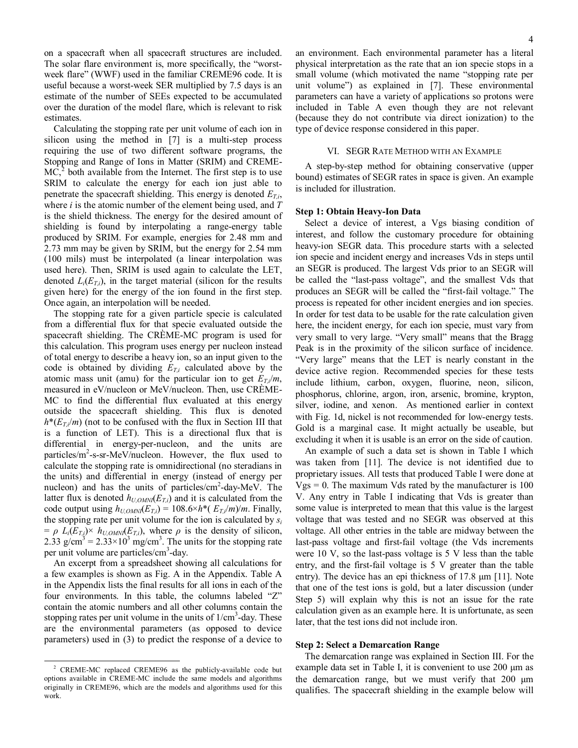on a spacecraft when all spacecraft structures are included. The solar flare environment is, more specifically, the "worst-week flare" (WWF) used in the familiar CREME96 code. It is useful because a worst-week SER multiplied by 7.5 days is an estimate of the number of SEEs expected to be accumulated over the duration of the model flare, which is relevant to risk estimates.

Calculating the stopping rate per unit volume of each ion in silicon using the method in [7] is a multi-step process requiring the use of two different software programs, the Stopping and Range of Ions in Matter (SRIM) and CREME-MC,[2] both available from the Internet. The first step is to use SRIM to calculate the energy for each ion just able to penetrate the spacecraft shielding. This energy is denoted $E_{T,i}$, where $i$ is the atomic number of the element being used, and $T$ is the shield thickness. The energy for the desired amount of shielding is found by interpolating a range-energy table produced by SRIM. For example, energies for 2.48 mm and 2.73 mm may be given by SRIM, but the energy for 2.54 mm (100 mils) must be interpolated (a linear interpolation was used here). Then, SRIM is used again to calculate the LET, denoted $L_i(E_{T,i})$, in the target material (silicon for the results given here) for the energy of the ion found in the first step. Once again, an interpolation will be needed.

The stopping rate for a given particle specie is calculated from a differential flux for that specie evaluated outside the spacecraft shielding. The CRÈME-MC program is used for this calculation. This program uses energy per nucleon instead of total energy to describe a heavy ion, so an input given to the code is obtained by dividing $E_{T,i}$ calculated above by the atomic mass unit (amu) for the particular ion to get $E_{T,i}/m$, measured in eV/nucleon or MeV/nucleon. Then, use CRÈME-MC to find the differential flux evaluated at this energy outside the spacecraft shielding. This flux is denoted $h^*(E_{T,i}/m)$ (not to be confused with the flux in Section III that is a function of LET). This is a directional flux that is differential in energy-per-nucleon, and the units are particles/m$^2$-s-sr-MeV/nucleon. However, the flux used to calculate the stopping rate is omnidirectional (no steradians in the units) and differential in energy (instead of energy per nucleon) and has the units of particles/cm$^2$-day-MeV. The latter flux is denoted $h_{U,OMNI}(E_{T,i})$ and it is calculated from the code output using $h_{U,OMNI}(E_{T,i}) = 108.6\times h^*(E_{T,i}/m)/m$. Finally, the stopping rate per unit volume for the ion is calculated by $s_i = \rho\ L_i(E_{T,i})\times\ h_{U,OMNI}(E_{T,i})$, where $\rho$ is the density of silicon, 2.33 g/cm$^3$ = $2.33\times10^3$ mg/cm$^3$. The units for the stopping rate per unit volume are particles/cm$^3$-day.

An excerpt from a spreadsheet showing all calculations for a few examples is shown as Fig. A in the Appendix. Table A in the Appendix lists the final results for all ions in each of the four environments. In this table, the columns labeled "Z" contain the atomic numbers and all other columns contain the stopping rates per unit volume in the units of 1/cm$^3$-day. These are the environmental parameters (as opposed to device parameters) used in (3) to predict the response of a device to an environment. Each environmental parameter has a literal physical interpretation as the rate that an ion specie stops in a small volume (which motivated the name "stopping rate per unit volume") as explained in [7]. These environmental parameters can have a variety of applications so protons were included in Table A even though they are not relevant (because they do not contribute via direct ionization) to the type of device response considered in this paper.

## VI. SEGR Rate Method with an Example

A step-by-step method for obtaining conservative (upper bound) estimates of SEGR rates in space is given. An example is included for illustration.

**Step 1: Obtain Heavy-Ion Data**

Select a device of interest, a Vgs biasing condition of interest, and follow the customary procedure for obtaining heavy-ion SEGR data. This procedure starts with a selected ion specie and incident energy and increases Vds in steps until an SEGR is produced. The largest Vds prior to an SEGR will be called the "last-pass voltage", and the smallest Vds that produces an SEGR will be called the "first-fail voltage." The process is repeated for other incident energies and ion species. In order for test data to be usable for the rate calculation given here, the incident energy, for each ion specie, must vary from very small to very large. "Very small" means that the Bragg Peak is in the proximity of the silicon surface of incidence. "Very large" means that the LET is nearly constant in the device active region. Recommended species for these tests include lithium, carbon, oxygen, fluorine, neon, silicon, phosphorus, chlorine, argon, iron, arsenic, bromine, krypton, silver, iodine, and xenon. As mentioned earlier in context with Fig. 1d, nickel is not recommended for low-energy tests. Gold is a marginal case. It might actually be useable, but excluding it when it is usable is an error on the side of caution.

An example of such a data set is shown in Table I which was taken from [11]. The device is not identified due to proprietary issues. All tests that produced Table I were done at Vgs = 0. The maximum Vds rated by the manufacturer is 100 V. Any entry in Table I indicating that Vds is greater than some value is interpreted to mean that this value is the largest voltage that was tested and no SEGR was observed at this voltage. All other entries in the table are midway between the last-pass voltage and first-fail voltage (the Vds increments were 10 V, so the last-pass voltage is 5 V less than the table entry, and the first-fail voltage is 5 V greater than the table entry). The device has an epi thickness of 17.8 μm [11]. Note that one of the test ions is gold, but a later discussion (under Step 5) will explain why this is not an issue for the rate calculation given as an example here. It is unfortunate, as seen later, that the test ions did not include iron.

**Step 2: Select a Demarcation Range**

The demarcation range was explained in Section III. For the example data set in Table I, it is convenient to use 200 μm as the demarcation range, but we must verify that 200 μm qualifies. The spacecraft shielding in the example below will

[2] CREME-MC replaced CREME96 as the publicly-available code but options available in CREME-MC include the same models and algorithms originally in CREME96, which are the models and algorithms used for this work.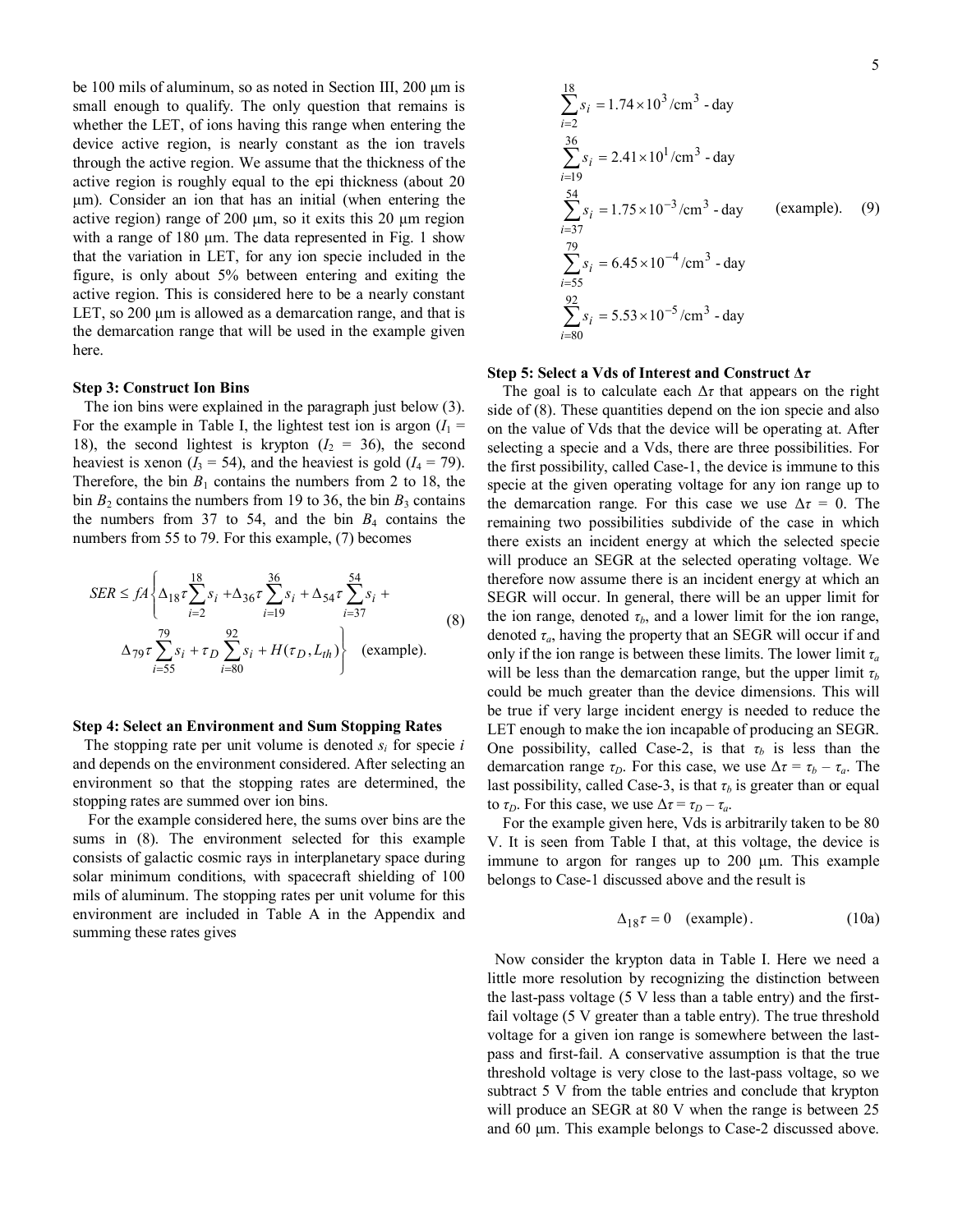be 100 mils of aluminum, so as noted in Section III, 200 μm is small enough to qualify. The only question that remains is whether the LET, of ions having this range when entering the device active region, is nearly constant as the ion travels through the active region. We assume that the thickness of the active region is roughly equal to the epi thickness (about 20 μm). Consider an ion that has an initial (when entering the active region) range of 200 μm, so it exits this 20 μm region with a range of 180 μm. The data represented in Fig. 1 show that the variation in LET, for any ion specie included in the figure, is only about 5% between entering and exiting the active region. This is considered here to be a nearly constant LET, so 200 μm is allowed as a demarcation range, and that is the demarcation range that will be used in the example given here.

### Step 3: Construct Ion Bins

The ion bins were explained in the paragraph just below (3). For the example in Table I, the lightest test ion is argon ($I_1$ = 18), the second lightest is krypton ($I_2$ = 36), the second heaviest is xenon ($I_3$ = 54), and the heaviest is gold ($I_4$ = 79). Therefore, the bin $B_1$ contains the numbers from 2 to 18, the bin $B_2$ contains the numbers from 19 to 36, the bin $B_3$ contains the numbers from 37 to 54, and the bin $B_4$ contains the numbers from 55 to 79. For this example, (7) becomes

$$SER \le fA\left\{\Delta_{18}\tau\sum_{i=2}^{18}s_i + \Delta_{36}\tau\sum_{i=19}^{36}s_i + \Delta_{54}\tau\sum_{i=37}^{54}s_i + \Delta_{79}\tau\sum_{i=55}^{79}s_i + \tau_D\sum_{i=80}^{92}s_i + H(\tau_D, L_{th})\right\} \quad \text{(example).} \tag{8}$$

### Step 4: Select an Environment and Sum Stopping Rates

The stopping rate per unit volume is denoted $s_i$ for specie $i$ and depends on the environment considered. After selecting an environment so that the stopping rates are determined, the stopping rates are summed over ion bins.

For the example considered here, the sums over bins are the sums in (8). The environment selected for this example consists of galactic cosmic rays in interplanetary space during solar minimum conditions, with spacecraft shielding of 100 mils of aluminum. The stopping rates per unit volume for this environment are included in Table A in the Appendix and summing these rates gives

$$\begin{aligned}
\sum_{i=2}^{18}s_i &= 1.74\times10^{3}\ /\text{cm}^3\text{ - day}\\
\sum_{i=19}^{36}s_i &= 2.41\times10^{1}\ /\text{cm}^3\text{ - day}\\
\sum_{i=37}^{54}s_i &= 1.75\times10^{-3}\ /\text{cm}^3\text{ - day} \qquad \text{(example).}\\
\sum_{i=55}^{79}s_i &= 6.45\times10^{-4}\ /\text{cm}^3\text{ - day}\\
\sum_{i=80}^{92}s_i &= 5.53\times10^{-5}\ /\text{cm}^3\text{ - day}
\end{aligned} \tag{9}$$

### Step 5: Select a Vds of Interest and Construct $\Delta\tau$

The goal is to calculate each $\Delta\tau$ that appears on the right side of (8). These quantities depend on the ion specie and also on the value of Vds that the device will be operating at. After selecting a specie and a Vds, there are three possibilities. For the first possibility, called Case-1, the device is immune to this specie at the given operating voltage for any ion range up to the demarcation range. For this case we use $\Delta\tau = 0$. The remaining two possibilities subdivide of the case in which there exists an incident energy at which the selected specie will produce an SEGR at the selected operating voltage. We therefore now assume there is an incident energy at which an SEGR will occur. In general, there will be an upper limit for the ion range, denoted $\tau_b$, and a lower limit for the ion range, denoted $\tau_a$, having the property that an SEGR will occur if and only if the ion range is between these limits. The lower limit $\tau_a$ will be less than the demarcation range, but the upper limit $\tau_b$ could be much greater than the device dimensions. This will be true if very large incident energy is needed to reduce the LET enough to make the ion incapable of producing an SEGR. One possibility, called Case-2, is that $\tau_b$ is less than the demarcation range $\tau_D$. For this case, we use $\Delta\tau = \tau_b - \tau_a$. The last possibility, called Case-3, is that $\tau_b$ is greater than or equal to $\tau_D$. For this case, we use $\Delta\tau = \tau_D - \tau_a$.

For the example given here, Vds is arbitrarily taken to be 80 V. It is seen from Table I that, at this voltage, the device is immune to argon for ranges up to 200 μm. This example belongs to Case-1 discussed above and the result is

$$\Delta_{18}\tau = 0 \quad \text{(example).} \tag{10a}$$

Now consider the krypton data in Table I. Here we need a little more resolution by recognizing the distinction between the last-pass voltage (5 V less than a table entry) and the first-fail voltage (5 V greater than a table entry). The true threshold voltage for a given ion range is somewhere between the last-pass and first-fail. A conservative assumption is that the true threshold voltage is very close to the last-pass voltage, so we subtract 5 V from the table entries and conclude that krypton will produce an SEGR at 80 V when the range is between 25 and 60 μm. This example belongs to Case-2 discussed above.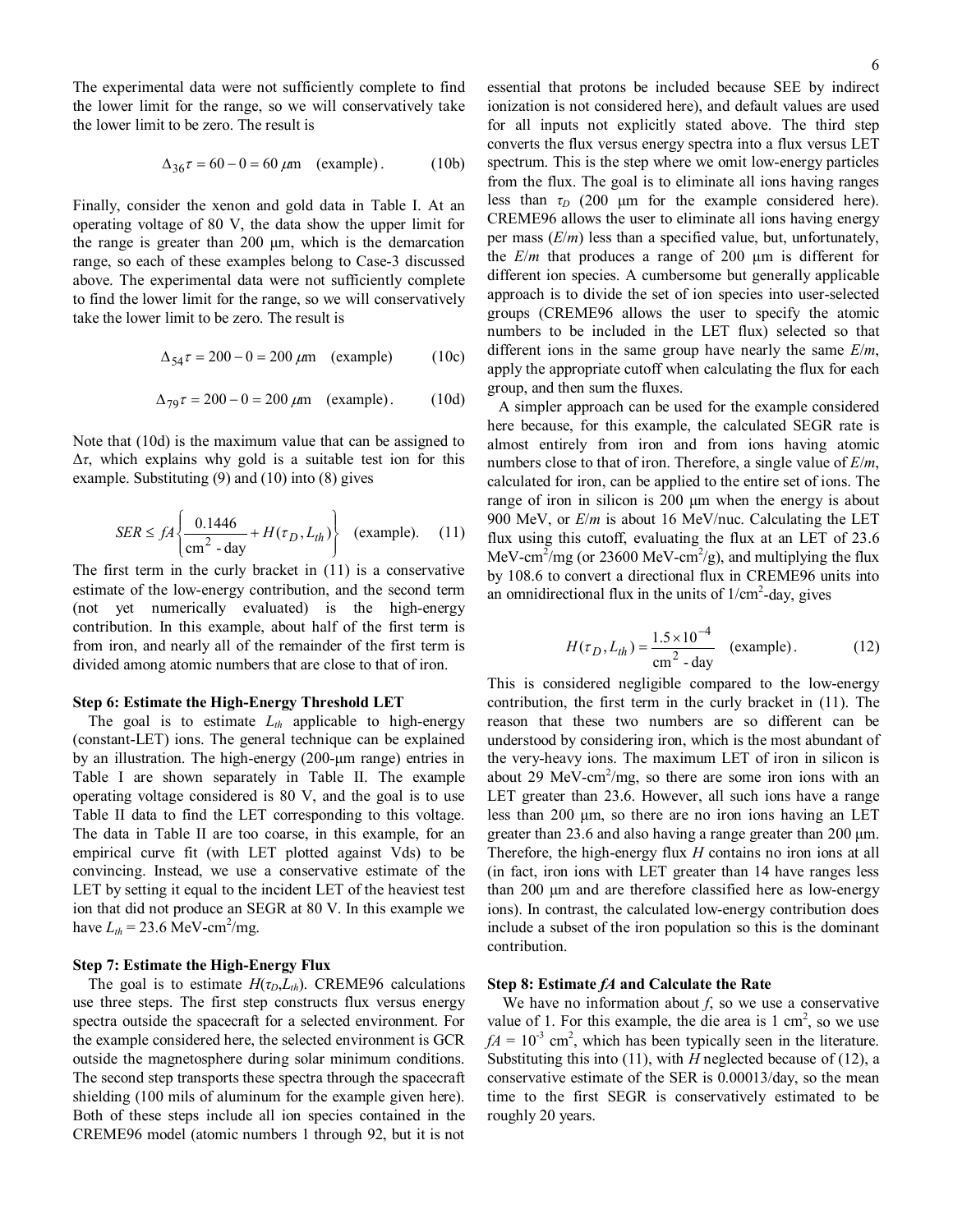The experimental data were not sufficiently complete to find the lower limit for the range, so we will conservatively take the lower limit to be zero. The result is

$$\Delta_{36}\tau = 60 - 0 = 60\ \mu\text{m} \quad \text{(example)}. \tag{10b}$$

Finally, consider the xenon and gold data in Table I. At an operating voltage of 80 V, the data show the upper limit for the range is greater than 200 μm, which is the demarcation range, so each of these examples belong to Case-3 discussed above. The experimental data were not sufficiently complete to find the lower limit for the range, so we will conservatively take the lower limit to be zero. The result is

$$\Delta_{54}\tau = 200 - 0 = 200\ \mu\text{m} \quad \text{(example)} \tag{10c}$$

$$\Delta_{79}\tau = 200 - 0 = 200\ \mu\text{m} \quad \text{(example)}. \tag{10d}$$

Note that (10d) is the maximum value that can be assigned to $\Delta\tau$, which explains why gold is a suitable test ion for this example. Substituting (9) and (10) into (8) gives

$$SER \le fA\left\{\frac{0.1446}{\text{cm}^2\text{ - day}} + H(\tau_D, L_{th})\right\} \quad \text{(example)}. \tag{11}$$

The first term in the curly bracket in (11) is a conservative estimate of the low-energy contribution, and the second term (not yet numerically evaluated) is the high-energy contribution. In this example, about half of the first term is from iron, and nearly all of the remainder of the first term is divided among atomic numbers that are close to that of iron.

### Step 6: Estimate the High-Energy Threshold LET

The goal is to estimate $L_{th}$ applicable to high-energy (constant-LET) ions. The general technique can be explained by an illustration. The high-energy (200-μm range) entries in Table I are shown separately in Table II. The example operating voltage considered is 80 V, and the goal is to use Table II data to find the LET corresponding to this voltage. The data in Table II are too coarse, in this example, for an empirical curve fit (with LET plotted against Vds) to be convincing. Instead, we use a conservative estimate of the LET by setting it equal to the incident LET of the heaviest test ion that did not produce an SEGR at 80 V. In this example we have $L_{th}$ = 23.6 MeV-cm$^2$/mg.

### Step 7: Estimate the High-Energy Flux

The goal is to estimate $H(\tau_D, L_{th})$. CREME96 calculations use three steps. The first step constructs flux versus energy spectra outside the spacecraft for a selected environment. For the example considered here, the selected environment is GCR outside the magnetosphere during solar minimum conditions. The second step transports these spectra through the spacecraft shielding (100 mils of aluminum for the example given here). Both of these steps include all ion species contained in the CREME96 model (atomic numbers 1 through 92, but it is not essential that protons be included because SEE by indirect ionization is not considered here), and default values are used for all inputs not explicitly stated above. The third step converts the flux versus energy spectra into a flux versus LET spectrum. This is the step where we omit low-energy particles from the flux. The goal is to eliminate all ions having ranges less than $\tau_D$ (200 μm for the example considered here). CREME96 allows the user to eliminate all ions having energy per mass ($E/m$) less than a specified value, but, unfortunately, the $E/m$ that produces a range of 200 μm is different for different ion species. A cumbersome but generally applicable approach is to divide the set of ion species into user-selected groups (CREME96 allows the user to specify the atomic numbers to be included in the LET flux) selected so that different ions in the same group have nearly the same $E/m$, apply the appropriate cutoff when calculating the flux for each group, and then sum the fluxes.

A simpler approach can be used for the example considered here because, for this example, the calculated SEGR rate is almost entirely from iron and from ions having atomic numbers close to that of iron. Therefore, a single value of $E/m$, calculated for iron, can be applied to the entire set of ions. The range of iron in silicon is 200 μm when the energy is about 900 MeV, or $E/m$ is about 16 MeV/nuc. Calculating the LET flux using this cutoff, evaluating the flux at an LET of 23.6 MeV-cm$^2$/mg (or 23600 MeV-cm$^2$/g), and multiplying the flux by 108.6 to convert a directional flux in CREME96 units into an omnidirectional flux in the units of 1/cm$^2$-day, gives

$$H(\tau_D, L_{th}) = \frac{1.5\times10^{-4}}{\text{cm}^2\text{ - day}} \quad \text{(example)}. \tag{12}$$

This is considered negligible compared to the low-energy contribution, the first term in the curly bracket in (11). The reason that these two numbers are so different can be understood by considering iron, which is the most abundant of the very-heavy ions. The maximum LET of iron in silicon is about 29 MeV-cm$^2$/mg, so there are some iron ions with an LET greater than 23.6. However, all such ions have a range less than 200 μm, so there are no iron ions having an LET greater than 23.6 and also having a range greater than 200 μm. Therefore, the high-energy flux $H$ contains no iron ions at all (in fact, iron ions with LET greater than 14 have ranges less than 200 μm and are therefore classified here as low-energy ions). In contrast, the calculated low-energy contribution does include a subset of the iron population so this is the dominant contribution.

### Step 8: Estimate *fA* and Calculate the Rate

We have no information about $f$, so we use a conservative value of 1. For this example, the die area is 1 cm$^2$, so we use $fA = 10^{-3}$ cm$^2$, which has been typically seen in the literature. Substituting this into (11), with $H$ neglected because of (12), a conservative estimate of the SER is 0.00013/day, so the mean time to the first SEGR is conservatively estimated to be roughly 20 years.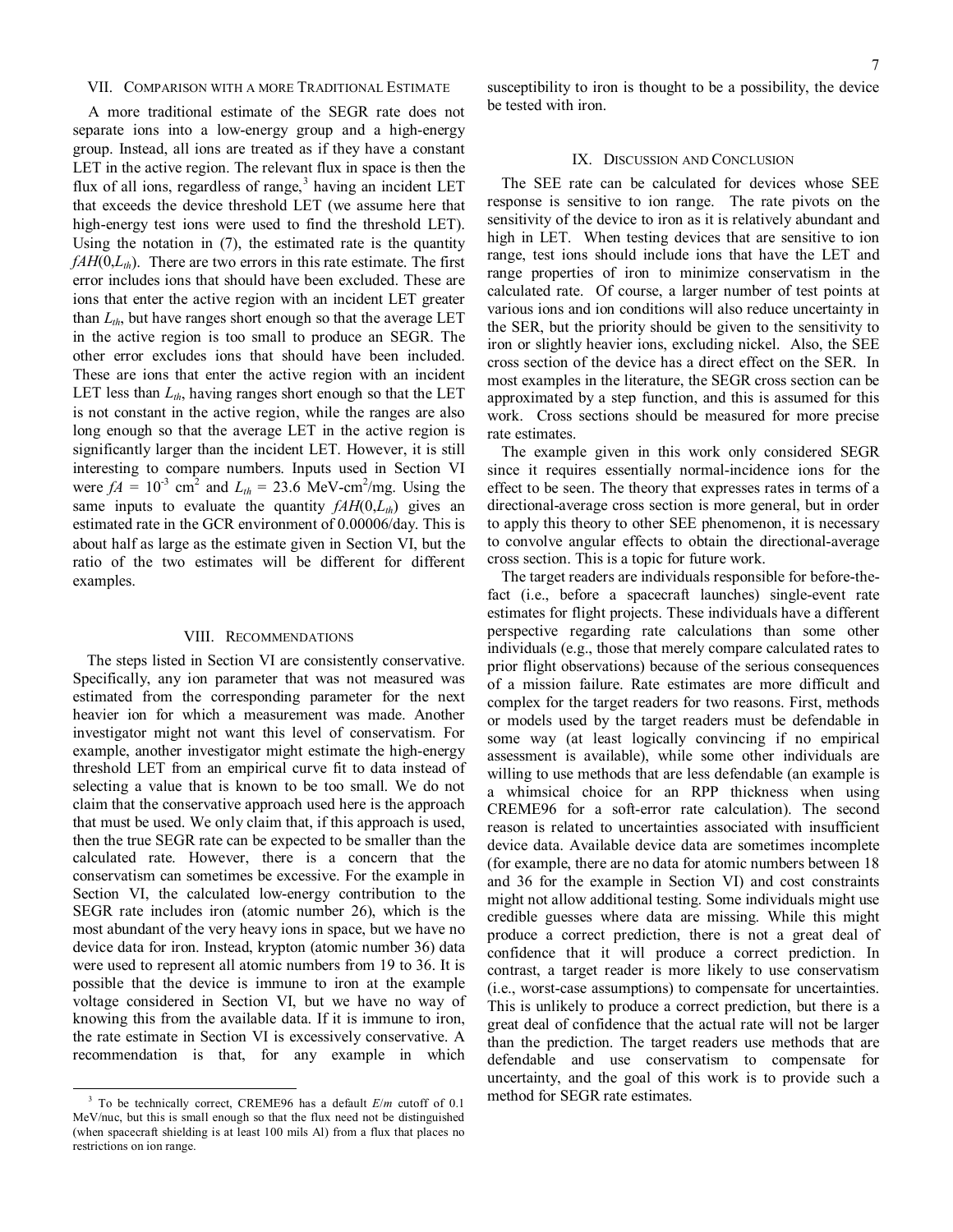## VII. Comparison with a More Traditional Estimate

A more traditional estimate of the SEGR rate does not separate ions into a low-energy group and a high-energy group. Instead, all ions are treated as if they have a constant LET in the active region. The relevant flux in space is then the flux of all ions, regardless of range,[3] having an incident LET that exceeds the device threshold LET (we assume here that high-energy test ions were used to find the threshold LET). Using the notation in (7), the estimated rate is the quantity $fAH(0,L_{th})$. There are two errors in this rate estimate. The first error includes ions that should have been excluded. These are ions that enter the active region with an incident LET greater than $L_{th}$, but have ranges short enough so that the average LET in the active region is too small to produce an SEGR. The other error excludes ions that should have been included. These are ions that enter the active region with an incident LET less than $L_{th}$, having ranges short enough so that the LET is not constant in the active region, while the ranges are also long enough so that the average LET in the active region is significantly larger than the incident LET. However, it is still interesting to compare numbers. Inputs used in Section VI were $fA = 10^{-3}$ cm$^2$ and $L_{th}$ = 23.6 MeV-cm$^2$/mg. Using the same inputs to evaluate the quantity $fAH(0,L_{th})$ gives an estimated rate in the GCR environment of 0.00006/day. This is about half as large as the estimate given in Section VI, but the ratio of the two estimates will be different for different examples.

## VIII. Recommendations

The steps listed in Section VI are consistently conservative. Specifically, any ion parameter that was not measured was estimated from the corresponding parameter for the next heavier ion for which a measurement was made. Another investigator might not want this level of conservatism. For example, another investigator might estimate the high-energy threshold LET from an empirical curve fit to data instead of selecting a value that is known to be too small. We do not claim that the conservative approach used here is the approach that must be used. We only claim that, if this approach is used, then the true SEGR rate can be expected to be smaller than the calculated rate. However, there is a concern that the conservatism can sometimes be excessive. For the example in Section VI, the calculated low-energy contribution to the SEGR rate includes iron (atomic number 26), which is the most abundant of the very heavy ions in space, but we have no device data for iron. Instead, krypton (atomic number 36) data were used to represent all atomic numbers from 19 to 36. It is possible that the device is immune to iron at the example voltage considered in Section VI, but we have no way of knowing this from the available data. If it is immune to iron, the rate estimate in Section VI is excessively conservative. A recommendation is that, for any example in which susceptibility to iron is thought to be a possibility, the device be tested with iron.

## IX. Discussion and Conclusion

The SEE rate can be calculated for devices whose SEE response is sensitive to ion range. The rate pivots on the sensitivity of the device to iron as it is relatively abundant and high in LET. When testing devices that are sensitive to ion range, test ions should include ions that have the LET and range properties of iron to minimize conservatism in the calculated rate. Of course, a larger number of test points at various ions and ion conditions will also reduce uncertainty in the SER, but the priority should be given to the sensitivity to iron or slightly heavier ions, excluding nickel. Also, the SEE cross section of the device has a direct effect on the SER. In most examples in the literature, the SEGR cross section can be approximated by a step function, and this is assumed for this work. Cross sections should be measured for more precise rate estimates.

The example given in this work only considered SEGR since it requires essentially normal-incidence ions for the effect to be seen. The theory that expresses rates in terms of a directional-average cross section is more general, but in order to apply this theory to other SEE phenomenon, it is necessary to convolve angular effects to obtain the directional-average cross section. This is a topic for future work.

The target readers are individuals responsible for before-the-fact (i.e., before a spacecraft launches) single-event rate estimates for flight projects. These individuals have a different perspective regarding rate calculations than some other individuals (e.g., those that merely compare calculated rates to prior flight observations) because of the serious consequences of a mission failure. Rate estimates are more difficult and complex for the target readers for two reasons. First, methods or models used by the target readers must be defendable in some way (at least logically convincing if no empirical assessment is available), while some other individuals are willing to use methods that are less defendable (an example is a whimsical choice for an RPP thickness when using CREME96 for a soft-error rate calculation). The second reason is related to uncertainties associated with insufficient device data. Available device data are sometimes incomplete (for example, there are no data for atomic numbers between 18 and 36 for the example in Section VI) and cost constraints might not allow additional testing. Some individuals might use credible guesses where data are missing. While this might produce a correct prediction, there is not a great deal of confidence that it will produce a correct prediction. In contrast, a target reader is more likely to use conservatism (i.e., worst-case assumptions) to compensate for uncertainties. This is unlikely to produce a correct prediction, but there is a great deal of confidence that the actual rate will not be larger than the prediction. The target readers use methods that are defendable and use conservatism to compensate for uncertainty, and the goal of this work is to provide such a method for SEGR rate estimates.

[3] To be technically correct, CREME96 has a default $E/m$ cutoff of 0.1 MeV/nuc, but this is small enough so that the flux need not be distinguished (when spacecraft shielding is at least 100 mils Al) from a flux that places no restrictions on ion range.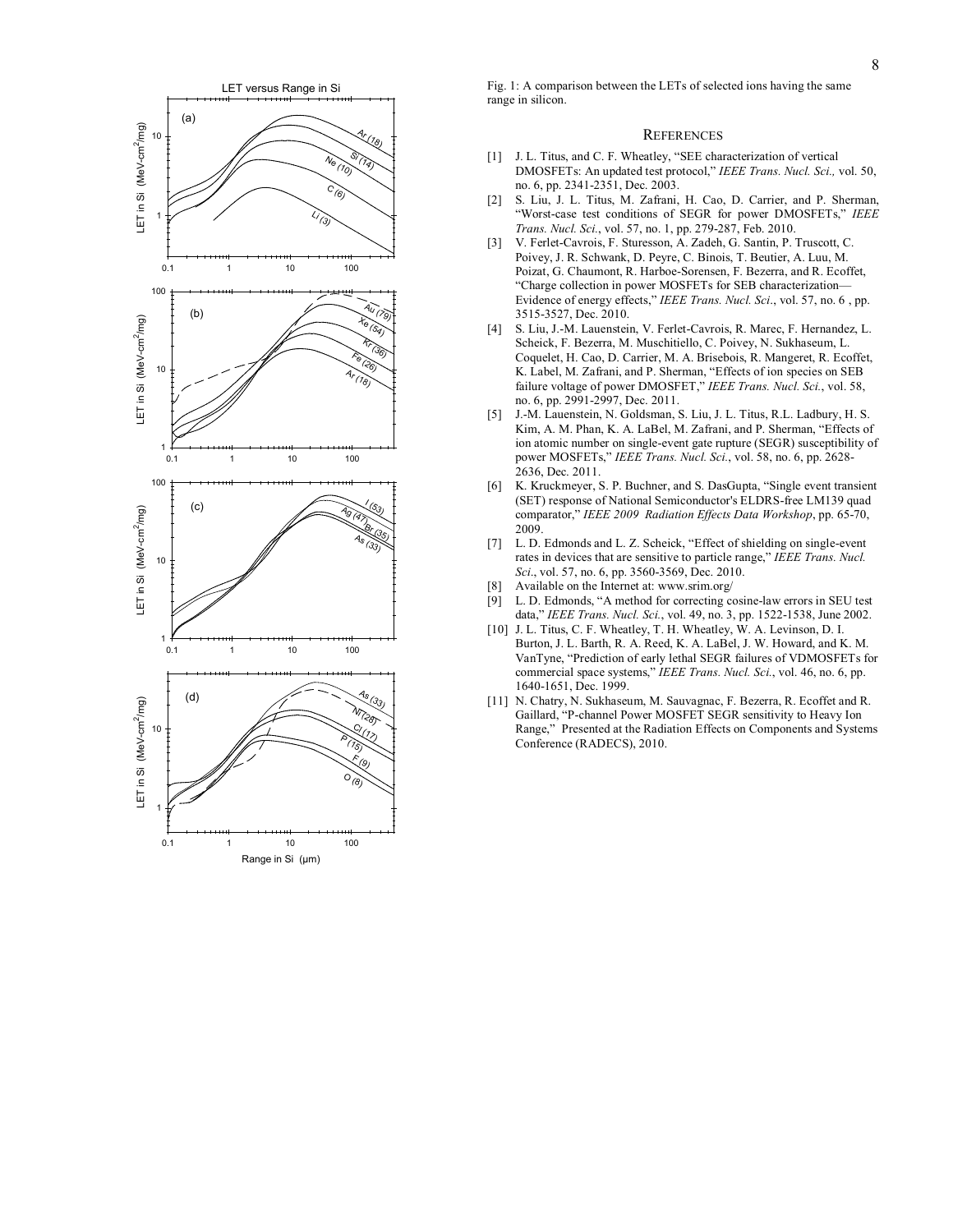Fig. 1: A comparison between the LETs of selected ions having the same range in silicon.

## References

[1] J. L. Titus, and C. F. Wheatley, "SEE characterization of vertical DMOSFETs: An updated test protocol," *IEEE Trans. Nucl. Sci.,* vol. 50, no. 6, pp. 2341-2351, Dec. 2003.

[2] S. Liu, J. L. Titus, M. Zafrani, H. Cao, D. Carrier, and P. Sherman, "Worst-case test conditions of SEGR for power DMOSFETs," *IEEE Trans. Nucl. Sci.*, vol. 57, no. 1, pp. 279-287, Feb. 2010.

[3] V. Ferlet-Cavrois, F. Sturesson, A. Zadeh, G. Santin, P. Truscott, C. Poivey, J. R. Schwank, D. Peyre, C. Binois, T. Beutier, A. Luu, M. Poizat, G. Chaumont, R. Harboe-Sorensen, F. Bezerra, and R. Ecoffet, "Charge collection in power MOSFETs for SEB characterization—Evidence of energy effects," *IEEE Trans. Nucl. Sci.*, vol. 57, no. 6 , pp. 3515-3527, Dec. 2010.

[4] S. Liu, J.-M. Lauenstein, V. Ferlet-Cavrois, R. Marec, F. Hernandez, L. Scheick, F. Bezerra, M. Muschitiello, C. Poivey, N. Sukhaseum, L. Coquelet, H. Cao, D. Carrier, M. A. Brisebois, R. Mangeret, R. Ecoffet, K. Label, M. Zafrani, and P. Sherman, "Effects of ion species on SEB failure voltage of power DMOSFET," *IEEE Trans. Nucl. Sci.*, vol. 58, no. 6, pp. 2991-2997, Dec. 2011.

[5] J.-M. Lauenstein, N. Goldsman, S. Liu, J. L. Titus, R.L. Ladbury, H. S. Kim, A. M. Phan, K. A. LaBel, M. Zafrani, and P. Sherman, "Effects of ion atomic number on single-event gate rupture (SEGR) susceptibility of power MOSFETs," *IEEE Trans. Nucl. Sci.*, vol. 58, no. 6, pp. 2628-2636, Dec. 2011.

[6] K. Kruckmeyer, S. P. Buchner, and S. DasGupta, "Single event transient (SET) response of National Semiconductor's ELDRS-free LM139 quad comparator," *IEEE 2009 Radiation Effects Data Workshop*, pp. 65-70, 2009.

[7] L. D. Edmonds and L. Z. Scheick, "Effect of shielding on single-event rates in devices that are sensitive to particle range," *IEEE Trans. Nucl. Sci*., vol. 57, no. 6, pp. 3560-3569, Dec. 2010.

[8] Available on the Internet at: www.srim.org/

[9] L. D. Edmonds, "A method for correcting cosine-law errors in SEU test data," *IEEE Trans. Nucl. Sci.*, vol. 49, no. 3, pp. 1522-1538, June 2002.

[10] J. L. Titus, C. F. Wheatley, T. H. Wheatley, W. A. Levinson, D. I. Burton, J. L. Barth, R. A. Reed, K. A. LaBel, J. W. Howard, and K. M. VanTyne, "Prediction of early lethal SEGR failures of VDMOSFETs for commercial space systems," *IEEE Trans. Nucl. Sci.*, vol. 46, no. 6, pp. 1640-1651, Dec. 1999.

[11] N. Chatry, N. Sukhaseum, M. Sauvagnac, F. Bezerra, R. Ecoffet and R. Gaillard, "P-channel Power MOSFET SEGR sensitivity to Heavy Ion Range," Presented at the Radiation Effects on Components and Systems Conference (RADECS), 2010.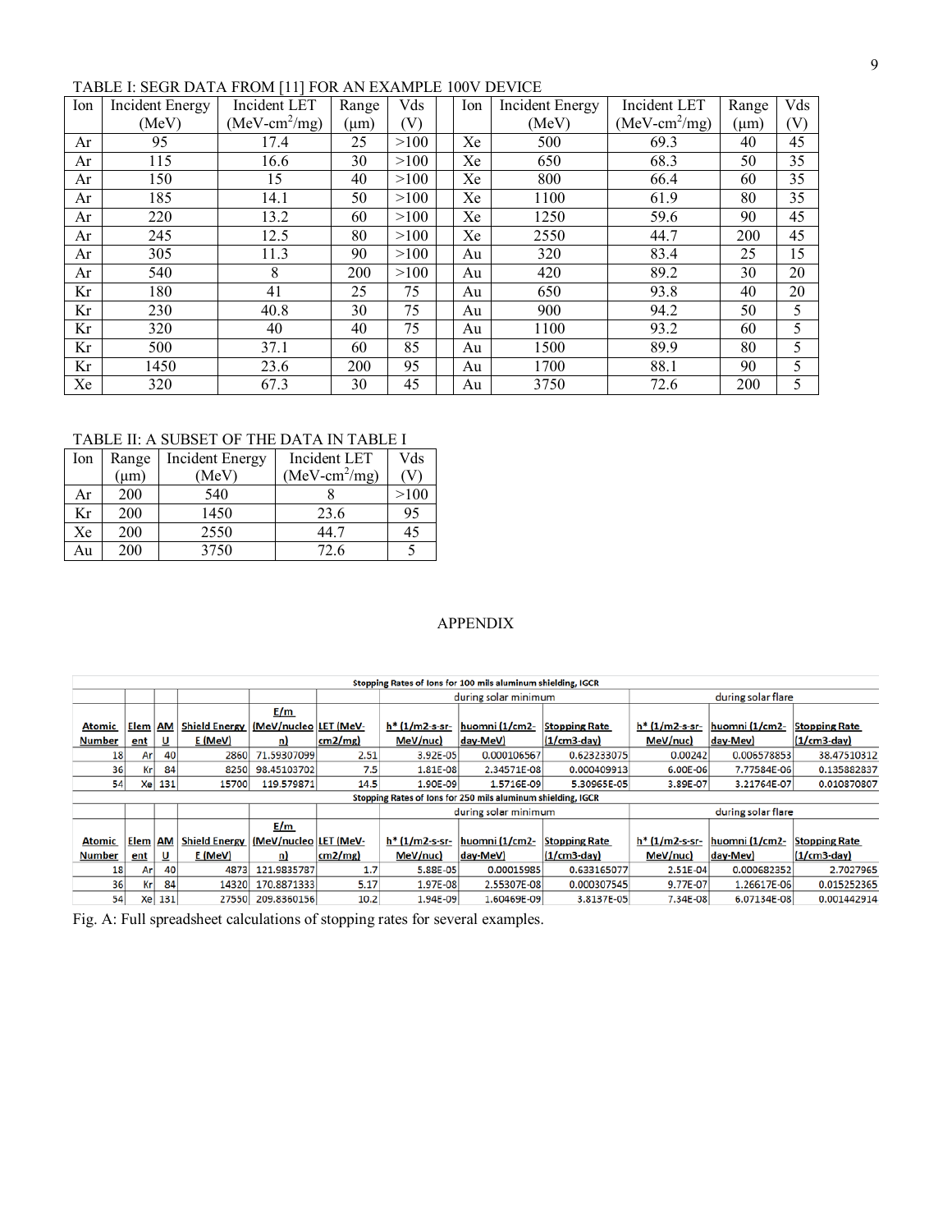TABLE I: SEGR DATA FROM [11] FOR AN EXAMPLE 100V DEVICE

| Ion | Incident Energy (MeV) | Incident LET (MeV-cm$^2$/mg) | Range (μm) | Vds (V) | Ion | Incident Energy (MeV) | Incident LET (MeV-cm$^2$/mg) | Range (μm) | Vds (V) |
|---|---|---|---|---|---|---|---|---|---|
| Ar | 95 | 17.4 | 25 | >100 | Xe | 500 | 69.3 | 40 | 45 |
| Ar | 115 | 16.6 | 30 | >100 | Xe | 650 | 68.3 | 50 | 35 |
| Ar | 150 | 15 | 40 | >100 | Xe | 800 | 66.4 | 60 | 35 |
| Ar | 185 | 14.1 | 50 | >100 | Xe | 1100 | 61.9 | 80 | 35 |
| Ar | 220 | 13.2 | 60 | >100 | Xe | 1250 | 59.6 | 90 | 45 |
| Ar | 245 | 12.5 | 80 | >100 | Xe | 2550 | 44.7 | 200 | 45 |
| Ar | 305 | 11.3 | 90 | >100 | Au | 320 | 83.4 | 25 | 15 |
| Ar | 540 | 8 | 200 | >100 | Au | 420 | 89.2 | 30 | 20 |
| Kr | 180 | 41 | 25 | 75 | Au | 650 | 93.8 | 40 | 20 |
| Kr | 230 | 40.8 | 30 | 75 | Au | 900 | 94.2 | 50 | 5 |
| Kr | 320 | 40 | 40 | 75 | Au | 1100 | 93.2 | 60 | 5 |
| Kr | 500 | 37.1 | 60 | 85 | Au | 1500 | 89.9 | 80 | 5 |
| Kr | 1450 | 23.6 | 200 | 95 | Au | 1700 | 88.1 | 90 | 5 |
| Xe | 320 | 67.3 | 30 | 45 | Au | 3750 | 72.6 | 200 | 5 |

TABLE II: A SUBSET OF THE DATA IN TABLE I

| Ion | Range (μm) | Incident Energy (MeV) | Incident LET (MeV-cm$^2$/mg) | Vds (V) |
|---|---|---|---|---|
| Ar | 200 | 540 | 8 | >100 |
| Kr | 200 | 1450 | 23.6 | 95 |
| Xe | 200 | 2550 | 44.7 | 45 |
| Au | 200 | 3750 | 72.6 | 5 |

## APPENDIX

**Stopping Rates of Ions for 100 mils aluminum shielding, IGCR**

| | | | | | | during solar minimum | | | during solar flare | | |
|---|---|---|---|---|---|---|---|---|---|---|---|
| Atomic Number | Element | AMU | Shield Energy E (MeV) | E/m (MeV/nucleon) | LET (MeV-cm2/mg) | h* (1/m2-s-sr-MeV/nuc) | huomni (1/cm2-day-MeV) | Stopping Rate (1/cm3-day) | h* (1/m2-s-sr-MeV/nuc) | huomni (1/cm2-day-Mev) | Stopping Rate (1/cm3-day) |
| 18 | Ar | 40 | 2860 | 71.59307099 | 2.51 | 3.92E-05 | 0.000106567 | 0.623233075 | 0.00242 | 0.006578853 | 38.47510312 |
| 36 | Kr | 84 | 8250 | 98.45103702 | 7.5 | 1.81E-08 | 2.34571E-08 | 0.000409913 | 6.00E-06 | 7.77584E-06 | 0.135882837 |
| 54 | Xe | 131 | 15700 | 119.579871 | 14.5 | 1.90E-09 | 1.5716E-09 | 5.30965E-05 | 3.89E-07 | 3.21764E-07 | 0.010870807 |

**Stopping Rates of Ions for 250 mils aluminum shielding, IGCR**

| | | | | | | during solar minimum | | | during solar flare | | |
|---|---|---|---|---|---|---|---|---|---|---|---|
| Atomic Number | Element | AMU | Shield Energy E (MeV) | E/m (MeV/nucleon) | LET (MeV-cm2/mg) | h* (1/m2-s-sr-MeV/nuc) | huomni (1/cm2-day-MeV) | Stopping Rate (1/cm3-day) | h* (1/m2-s-sr-MeV/nuc) | huomni (1/cm2-day-Mev) | Stopping Rate (1/cm3-day) |
| 18 | Ar | 40 | 4873 | 121.9835787 | 1.7 | 5.88E-05 | 0.00015985 | 0.633165077 | 2.51E-04 | 0.000682352 | 2.7027965 |
| 36 | Kr | 84 | 14320 | 170.8871333 | 5.17 | 1.97E-08 | 2.55307E-08 | 0.000307545 | 9.77E-07 | 1.26617E-06 | 0.015252365 |
| 54 | Xe | 131 | 27550 | 209.8360156 | 10.2 | 1.94E-09 | 1.60469E-09 | 3.8137E-05 | 7.34E-08 | 6.07134E-08 | 0.001442914 |

Fig. A: Full spreadsheet calculations of stopping rates for several examples.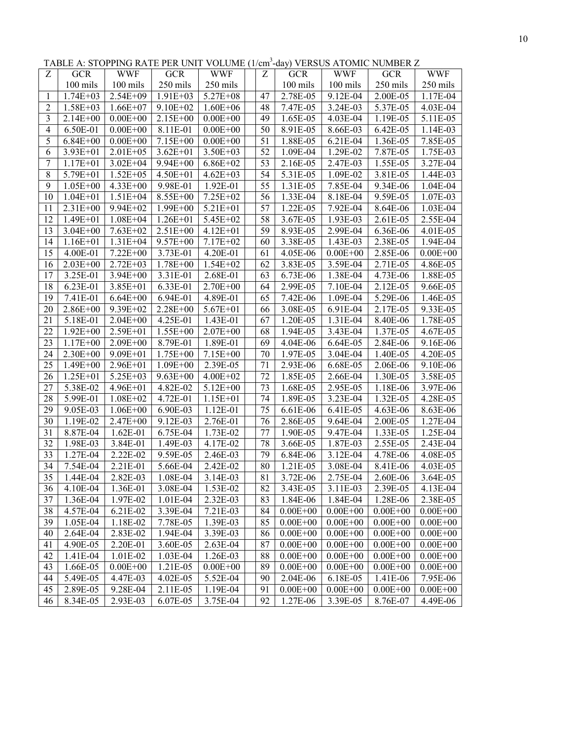TABLE A: STOPPING RATE PER UNIT VOLUME (1/cm$^3$-day) VERSUS ATOMIC NUMBER Z

| Z | GCR 100 mils | WWF 100 mils | GCR 250 mils | WWF 250 mils | | Z | GCR 100 mils | WWF 100 mils | GCR 250 mils | WWF 250 mils |
|---|---|---|---|---|---|---|---|---|---|---|
| 1 | 1.74E+03 | 2.54E+09 | 1.91E+03 | 5.27E+08 | | 47 | 2.78E-05 | 9.12E-04 | 2.00E-05 | 1.17E-04 |
| 2 | 1.58E+03 | 1.66E+07 | 9.10E+02 | 1.60E+06 | | 48 | 7.47E-05 | 3.24E-03 | 5.37E-05 | 4.03E-04 |
| 3 | 2.14E+00 | 0.00E+00 | 2.15E+00 | 0.00E+00 | | 49 | 1.65E-05 | 4.03E-04 | 1.19E-05 | 5.11E-05 |
| 4 | 6.50E-01 | 0.00E+00 | 8.11E-01 | 0.00E+00 | | 50 | 8.91E-05 | 8.66E-03 | 6.42E-05 | 1.14E-03 |
| 5 | 6.84E+00 | 0.00E+00 | 7.15E+00 | 0.00E+00 | | 51 | 1.88E-05 | 6.21E-04 | 1.36E-05 | 7.85E-05 |
| 6 | 3.93E+01 | 2.01E+05 | 3.62E+01 | 3.50E+03 | | 52 | 1.09E-04 | 1.29E-02 | 7.87E-05 | 1.75E-03 |
| 7 | 1.17E+01 | 3.02E+04 | 9.94E+00 | 6.86E+02 | | 53 | 2.16E-05 | 2.47E-03 | 1.55E-05 | 3.27E-04 |
| 8 | 5.79E+01 | 1.52E+05 | 4.50E+01 | 4.62E+03 | | 54 | 5.31E-05 | 1.09E-02 | 3.81E-05 | 1.44E-03 |
| 9 | 1.05E+00 | 4.33E+00 | 9.98E-01 | 1.92E-01 | | 55 | 1.31E-05 | 7.85E-04 | 9.34E-06 | 1.04E-04 |
| 10 | 1.04E+01 | 1.51E+04 | 8.55E+00 | 7.25E+02 | | 56 | 1.33E-04 | 8.18E-04 | 9.59E-05 | 1.07E-03 |
| 11 | 2.31E+00 | 9.94E+02 | 1.99E+00 | 5.21E+01 | | 57 | 1.22E-05 | 7.92E-04 | 8.64E-06 | 1.03E-04 |
| 12 | 1.49E+01 | 1.08E+04 | 1.26E+01 | 5.45E+02 | | 58 | 3.67E-05 | 1.93E-03 | 2.61E-05 | 2.55E-04 |
| 13 | 3.04E+00 | 7.63E+02 | 2.51E+00 | 4.12E+01 | | 59 | 8.93E-05 | 2.99E-04 | 6.36E-06 | 4.01E-05 |
| 14 | 1.16E+01 | 1.31E+04 | 9.57E+00 | 7.17E+02 | | 60 | 3.38E-05 | 1.43E-03 | 2.38E-05 | 1.94E-04 |
| 15 | 4.00E-01 | 7.22E+00 | 3.73E-01 | 4.20E-01 | | 61 | 4.05E-06 | 0.00E+00 | 2.85E-06 | 0.00E+00 |
| 16 | 2.03E+00 | 2.72E+03 | 1.78E+00 | 1.54E+02 | | 62 | 3.83E-05 | 3.59E-04 | 2.71E-05 | 4.86E-05 |
| 17 | 3.25E-01 | 3.94E+00 | 3.31E-01 | 2.68E-01 | | 63 | 6.73E-06 | 1.38E-04 | 4.73E-06 | 1.88E-05 |
| 18 | 6.23E-01 | 3.85E+01 | 6.33E-01 | 2.70E+00 | | 64 | 2.99E-05 | 7.10E-04 | 2.12E-05 | 9.66E-05 |
| 19 | 7.41E-01 | 6.64E+00 | 6.94E-01 | 4.89E-01 | | 65 | 7.42E-06 | 1.09E-04 | 5.29E-06 | 1.46E-05 |
| 20 | 2.86E+00 | 9.39E+02 | 2.28E+00 | 5.67E+01 | | 66 | 3.08E-05 | 6.91E-04 | 2.17E-05 | 9.33E-05 |
| 21 | 5.18E-01 | 2.04E+00 | 4.25E-01 | 1.43E-01 | | 67 | 1.20E-05 | 1.31E-04 | 8.40E-06 | 1.78E-05 |
| 22 | 1.92E+00 | 2.59E+01 | 1.55E+00 | 2.07E+00 | | 68 | 1.94E-05 | 3.43E-04 | 1.37E-05 | 4.67E-05 |
| 23 | 1.17E+00 | 2.09E+00 | 8.79E-01 | 1.89E-01 | | 69 | 4.04E-06 | 6.64E-05 | 2.84E-06 | 9.16E-06 |
| 24 | 2.30E+00 | 9.09E+01 | 1.75E+00 | 7.15E+00 | | 70 | 1.97E-05 | 3.04E-04 | 1.40E-05 | 4.20E-05 |
| 25 | 1.49E+00 | 2.96E+01 | 1.09E+00 | 2.39E-05 | | 71 | 2.93E-06 | 6.68E-05 | 2.06E-06 | 9.10E-06 |
| 26 | 1.25E+01 | 5.25E+03 | 9.63E+00 | 4.00E+02 | | 72 | 1.85E-05 | 2.66E-04 | 1.30E-05 | 3.58E-05 |
| 27 | 5.38E-02 | 4.96E+01 | 4.82E-02 | 5.12E+00 | | 73 | 1.68E-05 | 2.95E-05 | 1.18E-06 | 3.97E-06 |
| 28 | 5.99E-01 | 1.08E+02 | 4.72E-01 | 1.15E+01 | | 74 | 1.89E-05 | 3.23E-04 | 1.32E-05 | 4.28E-05 |
| 29 | 9.05E-03 | 1.06E+00 | 6.90E-03 | 1.12E-01 | | 75 | 6.61E-06 | 6.41E-05 | 4.63E-06 | 8.63E-06 |
| 30 | 1.19E-02 | 2.47E+00 | 9.12E-03 | 2.76E-01 | | 76 | 2.86E-05 | 9.64E-04 | 2.00E-05 | 1.27E-04 |
| 31 | 8.87E-04 | 1.62E-01 | 6.75E-04 | 1.73E-02 | | 77 | 1.90E-05 | 9.47E-04 | 1.33E-05 | 1.25E-04 |
| 32 | 1.98E-03 | 3.84E-01 | 1.49E-03 | 4.17E-02 | | 78 | 3.66E-05 | 1.87E-03 | 2.55E-05 | 2.43E-04 |
| 33 | 1.27E-04 | 2.22E-02 | 9.59E-05 | 2.46E-03 | | 79 | 6.84E-06 | 3.12E-04 | 4.78E-06 | 4.08E-05 |
| 34 | 7.54E-04 | 2.21E-01 | 5.66E-04 | 2.42E-02 | | 80 | 1.21E-05 | 3.08E-04 | 8.41E-06 | 4.03E-05 |
| 35 | 1.44E-04 | 2.82E-03 | 1.08E-04 | 3.14E-03 | | 81 | 3.72E-06 | 2.75E-04 | 2.60E-06 | 3.64E-05 |
| 36 | 4.10E-04 | 1.36E-01 | 3.08E-04 | 1.53E-02 | | 82 | 3.43E-05 | 3.11E-03 | 2.39E-05 | 4.13E-04 |
| 37 | 1.36E-04 | 1.97E-02 | 1.01E-04 | 2.32E-03 | | 83 | 1.84E-06 | 1.84E-04 | 1.28E-06 | 2.38E-05 |
| 38 | 4.57E-04 | 6.21E-02 | 3.39E-04 | 7.21E-03 | | 84 | 0.00E+00 | 0.00E+00 | 0.00E+00 | 0.00E+00 |
| 39 | 1.05E-04 | 1.18E-02 | 7.78E-05 | 1.39E-03 | | 85 | 0.00E+00 | 0.00E+00 | 0.00E+00 | 0.00E+00 |
| 40 | 2.64E-04 | 2.83E-02 | 1.94E-04 | 3.39E-03 | | 86 | 0.00E+00 | 0.00E+00 | 0.00E+00 | 0.00E+00 |
| 41 | 4.90E-05 | 2.20E-01 | 3.60E-05 | 2.63E-04 | | 87 | 0.00E+00 | 0.00E+00 | 0.00E+00 | 0.00E+00 |
| 42 | 1.41E-04 | 1.01E-02 | 1.03E-04 | 1.26E-03 | | 88 | 0.00E+00 | 0.00E+00 | 0.00E+00 | 0.00E+00 |
| 43 | 1.66E-05 | 0.00E+00 | 1.21E-05 | 0.00E+00 | | 89 | 0.00E+00 | 0.00E+00 | 0.00E+00 | 0.00E+00 |
| 44 | 5.49E-05 | 4.47E-03 | 4.02E-05 | 5.52E-04 | | 90 | 2.04E-06 | 6.18E-05 | 1.41E-06 | 7.95E-06 |
| 45 | 2.89E-05 | 9.28E-04 | 2.11E-05 | 1.19E-04 | | 91 | 0.00E+00 | 0.00E+00 | 0.00E+00 | 0.00E+00 |
| 46 | 8.34E-05 | 2.93E-03 | 6.07E-05 | 3.75E-04 | | 92 | 1.27E-06 | 3.39E-05 | 8.76E-07 | 4.49E-06 |